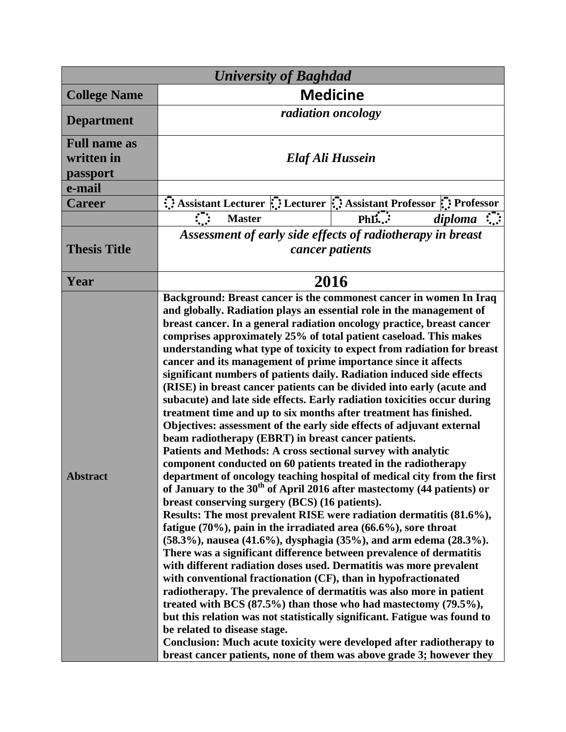| *University of Baghdad* | | | | |
|---|---|---|---|---|
| **College Name** | **Medicine** | | | |
| **Department** | *radiation oncology* | | | |
| **Full name as written in passport** | ***Elaf Ali Hussein*** | | | |
| **e-mail** | | | | |
| **Career** | Assistant Lecturer | Lecturer | Assistant Professor | Professor |
| | Master | | PhD. | *diploma* |
| **Thesis Title** | ***Assessment of early side effects of radiotherapy in breast cancer patients*** | | | |
| **Year** | **2016** | | | |
| **Abstract** | **Background: Breast cancer is the commonest cancer in women In Iraq and globally. Radiation plays an essential role in the management of breast cancer. In a general radiation oncology practice, breast cancer comprises approximately 25% of total patient caseload. This makes understanding what type of toxicity to expect from radiation for breast cancer and its management of prime importance since it affects significant numbers of patients daily. Radiation induced side effects (RISE) in breast cancer patients can be divided into early (acute and subacute) and late side effects. Early radiation toxicities occur during treatment time and up to six months after treatment has finished.**<br>**Objectives: assessment of the early side effects of adjuvant external beam radiotherapy (EBRT) in breast cancer patients.**<br>**Patients and Methods: A cross sectional survey with analytic component conducted on 60 patients treated in the radiotherapy department of oncology teaching hospital of medical city from the first of January to the 30th of April 2016 after mastectomy (44 patients) or breast conserving surgery (BCS) (16 patients).**<br>**Results: The most prevalent RISE were radiation dermatitis (81.6%), fatigue (70%), pain in the irradiated area (66.6%), sore throat (58.3%), nausea (41.6%), dysphagia (35%), and arm edema (28.3%). There was a significant difference between prevalence of dermatitis with different radiation doses used. Dermatitis was more prevalent with conventional fractionation (CF), than in hypofractionated radiotherapy. The prevalence of dermatitis was also more in patient treated with BCS (87.5%) than those who had mastectomy (79.5%), but this relation was not statistically significant. Fatigue was found to be related to disease stage.**<br>**Conclusion: Much acute toxicity were developed after radiotherapy to breast cancer patients, none of them was above grade 3; however they** | | | | |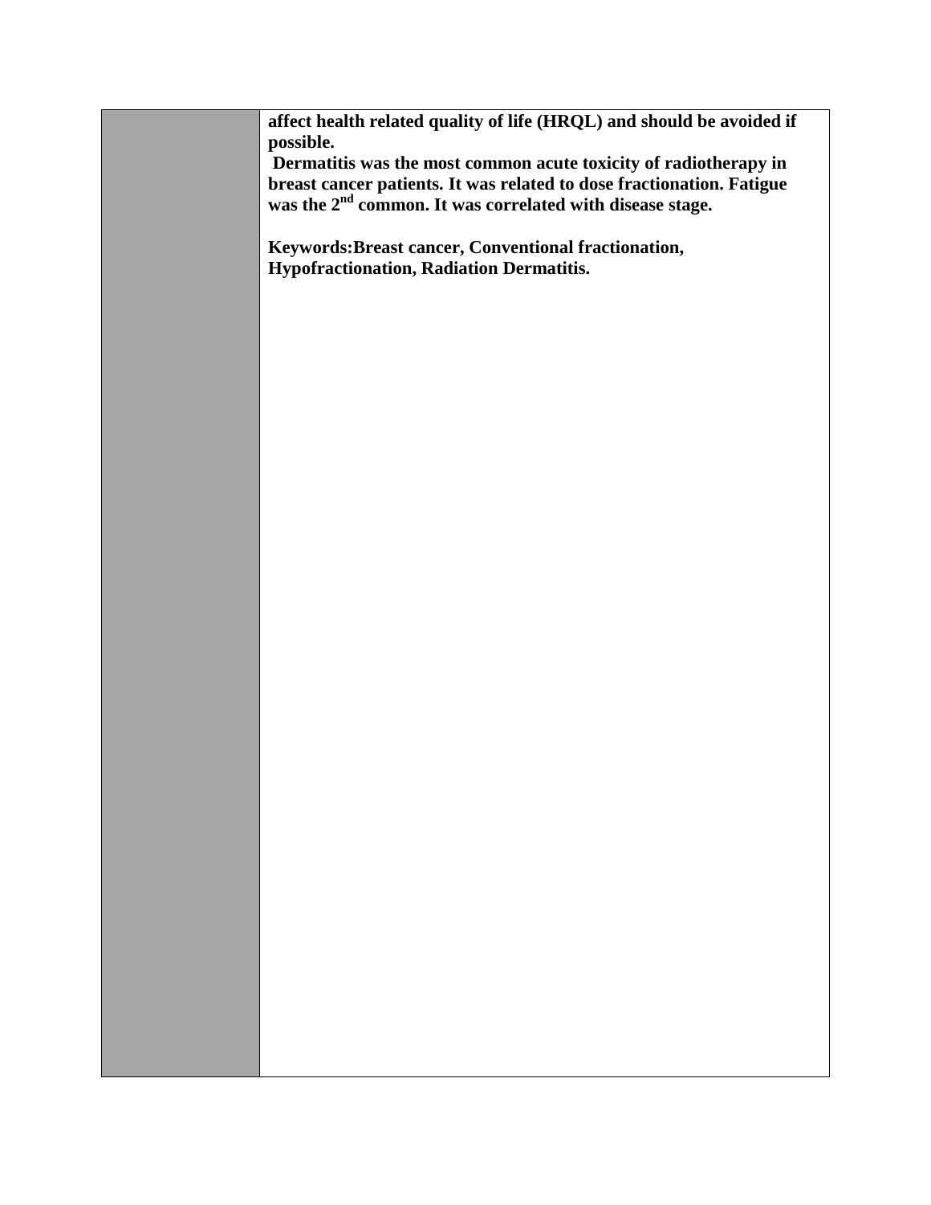**affect health related quality of life (HRQL) and should be avoided if possible.**

**Dermatitis was the most common acute toxicity of radiotherapy in breast cancer patients. It was related to dose fractionation. Fatigue was the $2^{nd}$ common. It was correlated with disease stage.**

**Keywords:Breast cancer, Conventional fractionation, Hypofractionation, Radiation Dermatitis.**